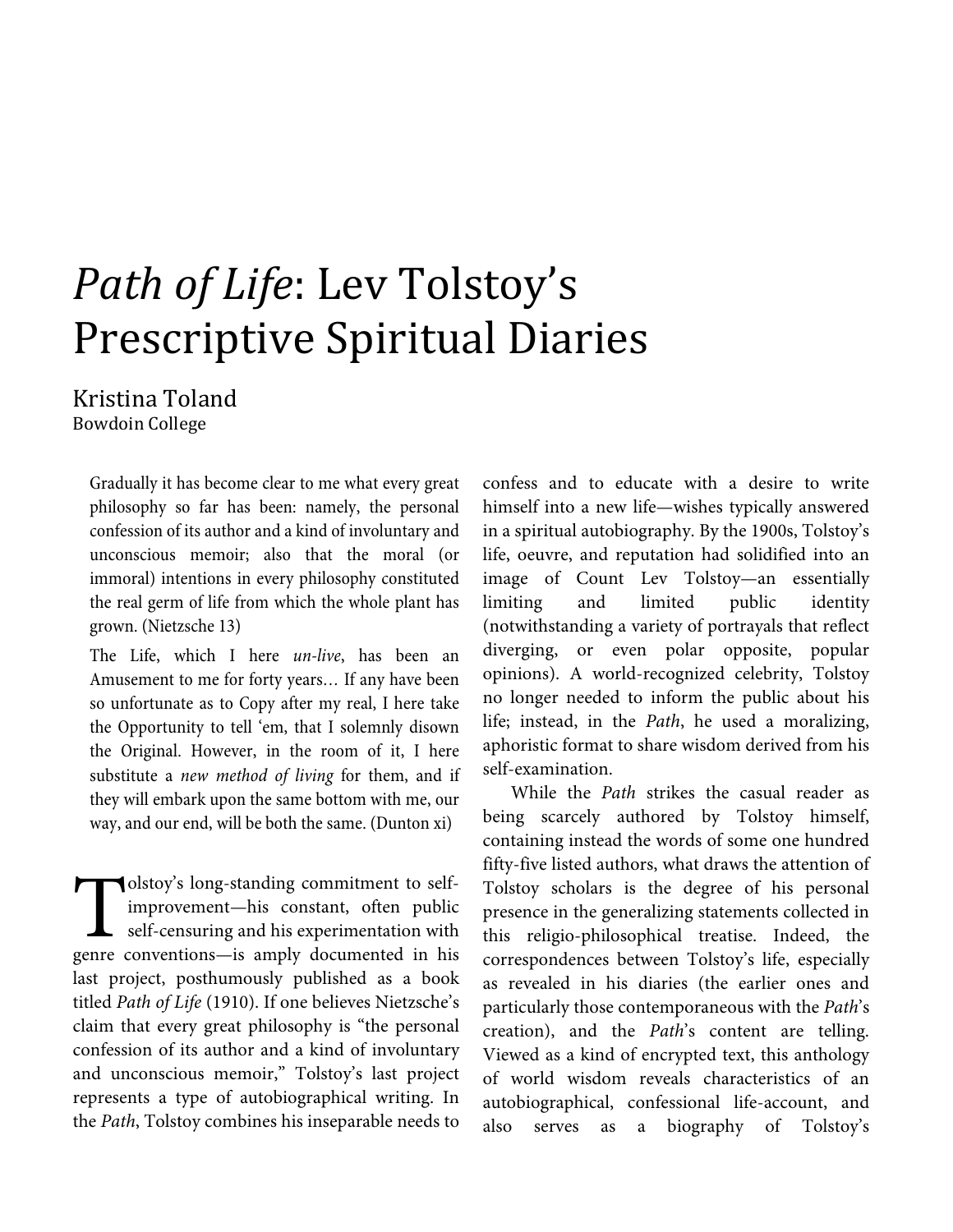# *Path of Life*: Lev Tolstoy's Prescriptive Spiritual Diaries

Kristina Toland
Bowdoin College

> Gradually it has become clear to me what every great philosophy so far has been: namely, the personal confession of its author and a kind of involuntary and unconscious memoir; also that the moral (or immoral) intentions in every philosophy constituted the real germ of life from which the whole plant has grown. (Nietzsche 13)

> The Life, which I here *un-live*, has been an Amusement to me for forty years… If any have been so unfortunate as to Copy after my real, I here take the Opportunity to tell 'em, that I solemnly disown the Original. However, in the room of it, I here substitute a *new method of living* for them, and if they will embark upon the same bottom with me, our way, and our end, will be both the same. (Dunton xi)

Tolstoy's long-standing commitment to self-improvement—his constant, often public self-censuring and his experimentation with genre conventions—is amply documented in his last project, posthumously published as a book titled *Path of Life* (1910). If one believes Nietzsche's claim that every great philosophy is "the personal confession of its author and a kind of involuntary and unconscious memoir," Tolstoy's last project represents a type of autobiographical writing. In the *Path*, Tolstoy combines his inseparable needs to confess and to educate with a desire to write himself into a new life—wishes typically answered in a spiritual autobiography. By the 1900s, Tolstoy's life, oeuvre, and reputation had solidified into an image of Count Lev Tolstoy—an essentially limiting and limited public identity (notwithstanding a variety of portrayals that reflect diverging, or even polar opposite, popular opinions). A world-recognized celebrity, Tolstoy no longer needed to inform the public about his life; instead, in the *Path*, he used a moralizing, aphoristic format to share wisdom derived from his self-examination.

While the *Path* strikes the casual reader as being scarcely authored by Tolstoy himself, containing instead the words of some one hundred fifty-five listed authors, what draws the attention of Tolstoy scholars is the degree of his personal presence in the generalizing statements collected in this religio-philosophical treatise. Indeed, the correspondences between Tolstoy's life, especially as revealed in his diaries (the earlier ones and particularly those contemporaneous with the *Path*'s creation), and the *Path*'s content are telling. Viewed as a kind of encrypted text, this anthology of world wisdom reveals characteristics of an autobiographical, confessional life-account, and also serves as a biography of Tolstoy's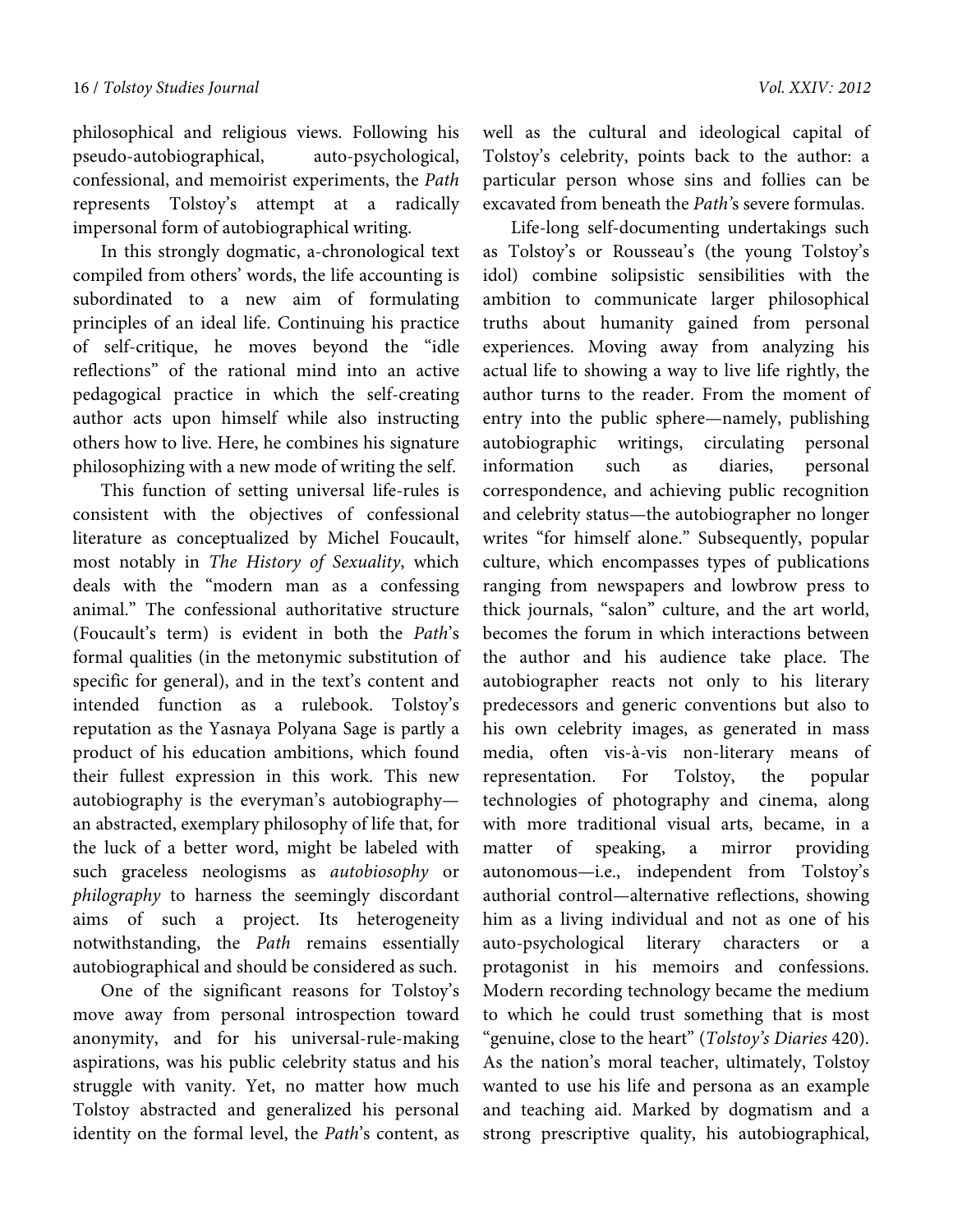philosophical and religious views. Following his pseudo-autobiographical, auto-psychological, confessional, and memoirist experiments, the *Path* represents Tolstoy's attempt at a radically impersonal form of autobiographical writing.

In this strongly dogmatic, a-chronological text compiled from others' words, the life accounting is subordinated to a new aim of formulating principles of an ideal life. Continuing his practice of self-critique, he moves beyond the "idle reflections" of the rational mind into an active pedagogical practice in which the self-creating author acts upon himself while also instructing others how to live. Here, he combines his signature philosophizing with a new mode of writing the self.

This function of setting universal life-rules is consistent with the objectives of confessional literature as conceptualized by Michel Foucault, most notably in *The History of Sexuality*, which deals with the "modern man as a confessing animal." The confessional authoritative structure (Foucault's term) is evident in both the *Path*'s formal qualities (in the metonymic substitution of specific for general), and in the text's content and intended function as a rulebook. Tolstoy's reputation as the Yasnaya Polyana Sage is partly a product of his education ambitions, which found their fullest expression in this work. This new autobiography is the everyman's autobiography—an abstracted, exemplary philosophy of life that, for the luck of a better word, might be labeled with such graceless neologisms as *autobiosophy* or *philography* to harness the seemingly discordant aims of such a project. Its heterogeneity notwithstanding, the *Path* remains essentially autobiographical and should be considered as such.

One of the significant reasons for Tolstoy's move away from personal introspection toward anonymity, and for his universal-rule-making aspirations, was his public celebrity status and his struggle with vanity. Yet, no matter how much Tolstoy abstracted and generalized his personal identity on the formal level, the *Path*'s content, as well as the cultural and ideological capital of Tolstoy's celebrity, points back to the author: a particular person whose sins and follies can be excavated from beneath the *Path'*s severe formulas.

Life-long self-documenting undertakings such as Tolstoy's or Rousseau's (the young Tolstoy's idol) combine solipsistic sensibilities with the ambition to communicate larger philosophical truths about humanity gained from personal experiences. Moving away from analyzing his actual life to showing a way to live life rightly, the author turns to the reader. From the moment of entry into the public sphere—namely, publishing autobiographic writings, circulating personal information such as diaries, personal correspondence, and achieving public recognition and celebrity status—the autobiographer no longer writes "for himself alone." Subsequently, popular culture, which encompasses types of publications ranging from newspapers and lowbrow press to thick journals, "salon" culture, and the art world, becomes the forum in which interactions between the author and his audience take place. The autobiographer reacts not only to his literary predecessors and generic conventions but also to his own celebrity images, as generated in mass media, often vis-à-vis non-literary means of representation. For Tolstoy, the popular technologies of photography and cinema, along with more traditional visual arts, became, in a matter of speaking, a mirror providing autonomous—i.e., independent from Tolstoy's authorial control—alternative reflections, showing him as a living individual and not as one of his auto-psychological literary characters or a protagonist in his memoirs and confessions. Modern recording technology became the medium to which he could trust something that is most "genuine, close to the heart" (*Tolstoy's Diaries* 420). As the nation's moral teacher, ultimately, Tolstoy wanted to use his life and persona as an example and teaching aid. Marked by dogmatism and a strong prescriptive quality, his autobiographical,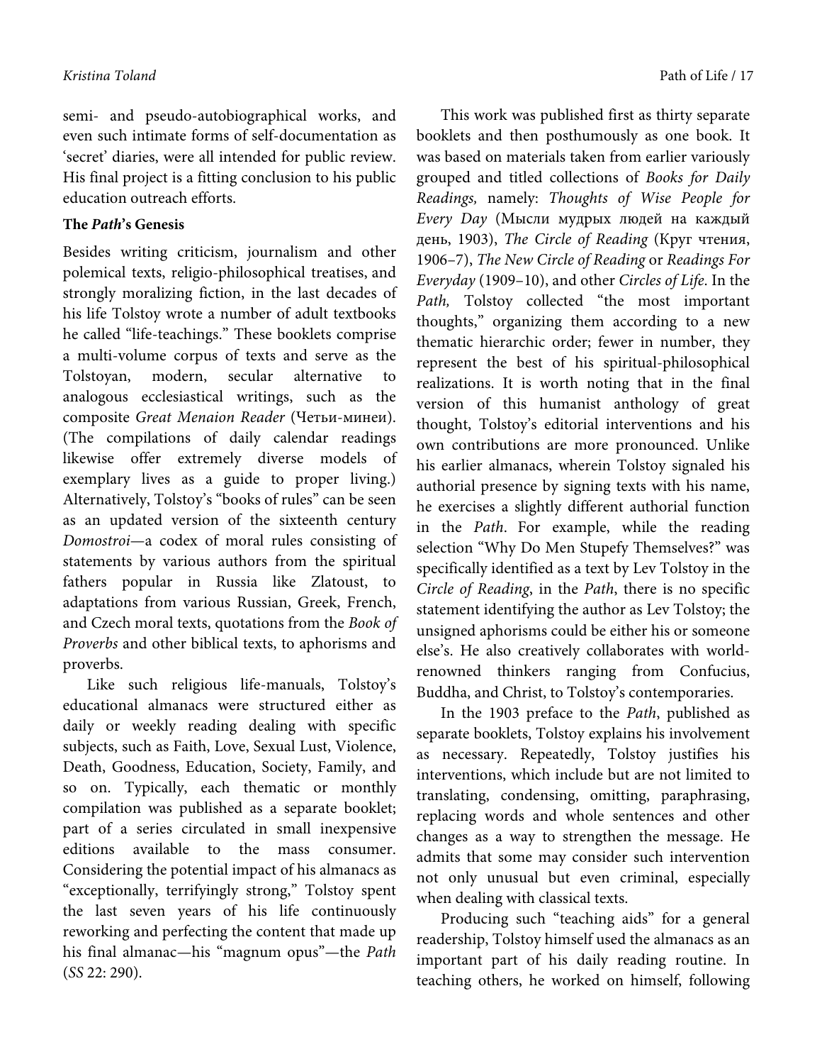semi- and pseudo-autobiographical works, and even such intimate forms of self-documentation as 'secret' diaries, were all intended for public review. His final project is a fitting conclusion to his public education outreach efforts.

### The *Path*'s Genesis

Besides writing criticism, journalism and other polemical texts, religio-philosophical treatises, and strongly moralizing fiction, in the last decades of his life Tolstoy wrote a number of adult textbooks he called "life-teachings." These booklets comprise a multi-volume corpus of texts and serve as the Tolstoyan, modern, secular alternative to analogous ecclesiastical writings, such as the composite *Great Menaion Reader* (Четьи-минеи). (The compilations of daily calendar readings likewise offer extremely diverse models of exemplary lives as a guide to proper living.) Alternatively, Tolstoy's "books of rules" can be seen as an updated version of the sixteenth century *Domostroi*—a codex of moral rules consisting of statements by various authors from the spiritual fathers popular in Russia like Zlatoust, to adaptations from various Russian, Greek, French, and Czech moral texts, quotations from the *Book of Proverbs* and other biblical texts, to aphorisms and proverbs.

Like such religious life-manuals, Tolstoy's educational almanacs were structured either as daily or weekly reading dealing with specific subjects, such as Faith, Love, Sexual Lust, Violence, Death, Goodness, Education, Society, Family, and so on. Typically, each thematic or monthly compilation was published as a separate booklet; part of a series circulated in small inexpensive editions available to the mass consumer. Considering the potential impact of his almanacs as "exceptionally, terrifyingly strong," Tolstoy spent the last seven years of his life continuously reworking and perfecting the content that made up his final almanac—his "magnum opus"—the *Path* (*SS* 22: 290).

This work was published first as thirty separate booklets and then posthumously as one book. It was based on materials taken from earlier variously grouped and titled collections of *Books for Daily Readings,* namely: *Thoughts of Wise People for Every Day* (Мысли мудрых людей на каждый день, 1903), *The Circle of Reading* (Круг чтения, 1906–7), *The New Circle of Reading* or *Readings For Everyday* (1909–10), and other *Circles of Life*. In the *Path,* Tolstoy collected "the most important thoughts," organizing them according to a new thematic hierarchic order; fewer in number, they represent the best of his spiritual-philosophical realizations. It is worth noting that in the final version of this humanist anthology of great thought, Tolstoy's editorial interventions and his own contributions are more pronounced. Unlike his earlier almanacs, wherein Tolstoy signaled his authorial presence by signing texts with his name, he exercises a slightly different authorial function in the *Path*. For example, while the reading selection "Why Do Men Stupefy Themselves?" was specifically identified as a text by Lev Tolstoy in the *Circle of Reading*, in the *Path*, there is no specific statement identifying the author as Lev Tolstoy; the unsigned aphorisms could be either his or someone else's. He also creatively collaborates with world-renowned thinkers ranging from Confucius, Buddha, and Christ, to Tolstoy's contemporaries.

In the 1903 preface to the *Path*, published as separate booklets, Tolstoy explains his involvement as necessary. Repeatedly, Tolstoy justifies his interventions, which include but are not limited to translating, condensing, omitting, paraphrasing, replacing words and whole sentences and other changes as a way to strengthen the message. He admits that some may consider such intervention not only unusual but even criminal, especially when dealing with classical texts.

Producing such "teaching aids" for a general readership, Tolstoy himself used the almanacs as an important part of his daily reading routine. In teaching others, he worked on himself, following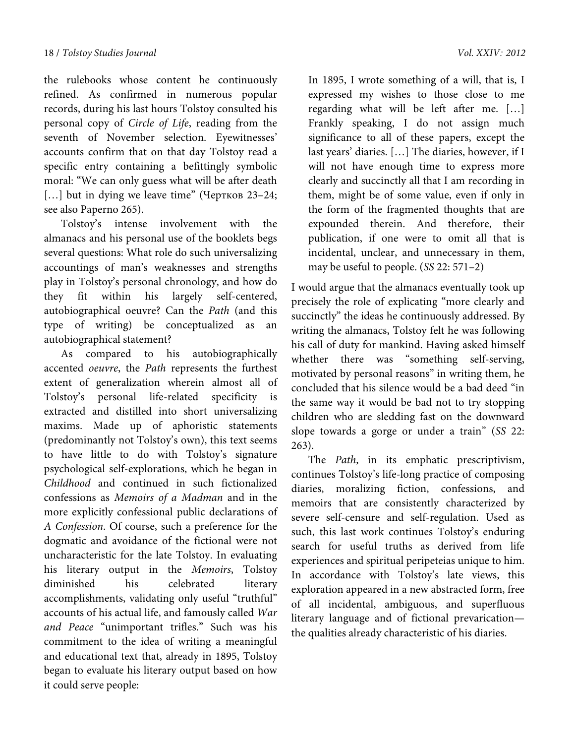the rulebooks whose content he continuously refined. As confirmed in numerous popular records, during his last hours Tolstoy consulted his personal copy of *Circle of Life*, reading from the seventh of November selection. Eyewitnesses' accounts confirm that on that day Tolstoy read a specific entry containing a befittingly symbolic moral: "We can only guess what will be after death […] but in dying we leave time" (Чертков 23–24; see also Paperno 265).

Tolstoy's intense involvement with the almanacs and his personal use of the booklets begs several questions: What role do such universalizing accountings of man's weaknesses and strengths play in Tolstoy's personal chronology, and how do they fit within his largely self-centered, autobiographical oeuvre? Can the *Path* (and this type of writing) be conceptualized as an autobiographical statement?

As compared to his autobiographically accented *oeuvre*, the *Path* represents the furthest extent of generalization wherein almost all of Tolstoy's personal life-related specificity is extracted and distilled into short universalizing maxims. Made up of aphoristic statements (predominantly not Tolstoy's own), this text seems to have little to do with Tolstoy's signature psychological self-explorations, which he began in *Childhood* and continued in such fictionalized confessions as *Memoirs of a Madman* and in the more explicitly confessional public declarations of *A Confession*. Of course, such a preference for the dogmatic and avoidance of the fictional were not uncharacteristic for the late Tolstoy. In evaluating his literary output in the *Memoirs*, Tolstoy diminished his celebrated literary accomplishments, validating only useful "truthful" accounts of his actual life, and famously called *War and Peace* "unimportant trifles." Such was his commitment to the idea of writing a meaningful and educational text that, already in 1895, Tolstoy began to evaluate his literary output based on how it could serve people:

> In 1895, I wrote something of a will, that is, I expressed my wishes to those close to me regarding what will be left after me. […] Frankly speaking, I do not assign much significance to all of these papers, except the last years' diaries. […] The diaries, however, if I will not have enough time to express more clearly and succinctly all that I am recording in them, might be of some value, even if only in the form of the fragmented thoughts that are expounded therein. And therefore, their publication, if one were to omit all that is incidental, unclear, and unnecessary in them, may be useful to people. (*SS* 22: 571–2)

I would argue that the almanacs eventually took up precisely the role of explicating "more clearly and succinctly" the ideas he continuously addressed. By writing the almanacs, Tolstoy felt he was following his call of duty for mankind. Having asked himself whether there was "something self-serving, motivated by personal reasons" in writing them, he concluded that his silence would be a bad deed "in the same way it would be bad not to try stopping children who are sledding fast on the downward slope towards a gorge or under a train" (*SS* 22: 263).

The *Path*, in its emphatic prescriptivism, continues Tolstoy's life-long practice of composing diaries, moralizing fiction, confessions, and memoirs that are consistently characterized by severe self-censure and self-regulation. Used as such, this last work continues Tolstoy's enduring search for useful truths as derived from life experiences and spiritual peripeteias unique to him. In accordance with Tolstoy's late views, this exploration appeared in a new abstracted form, free of all incidental, ambiguous, and superfluous literary language and of fictional prevarication—the qualities already characteristic of his diaries.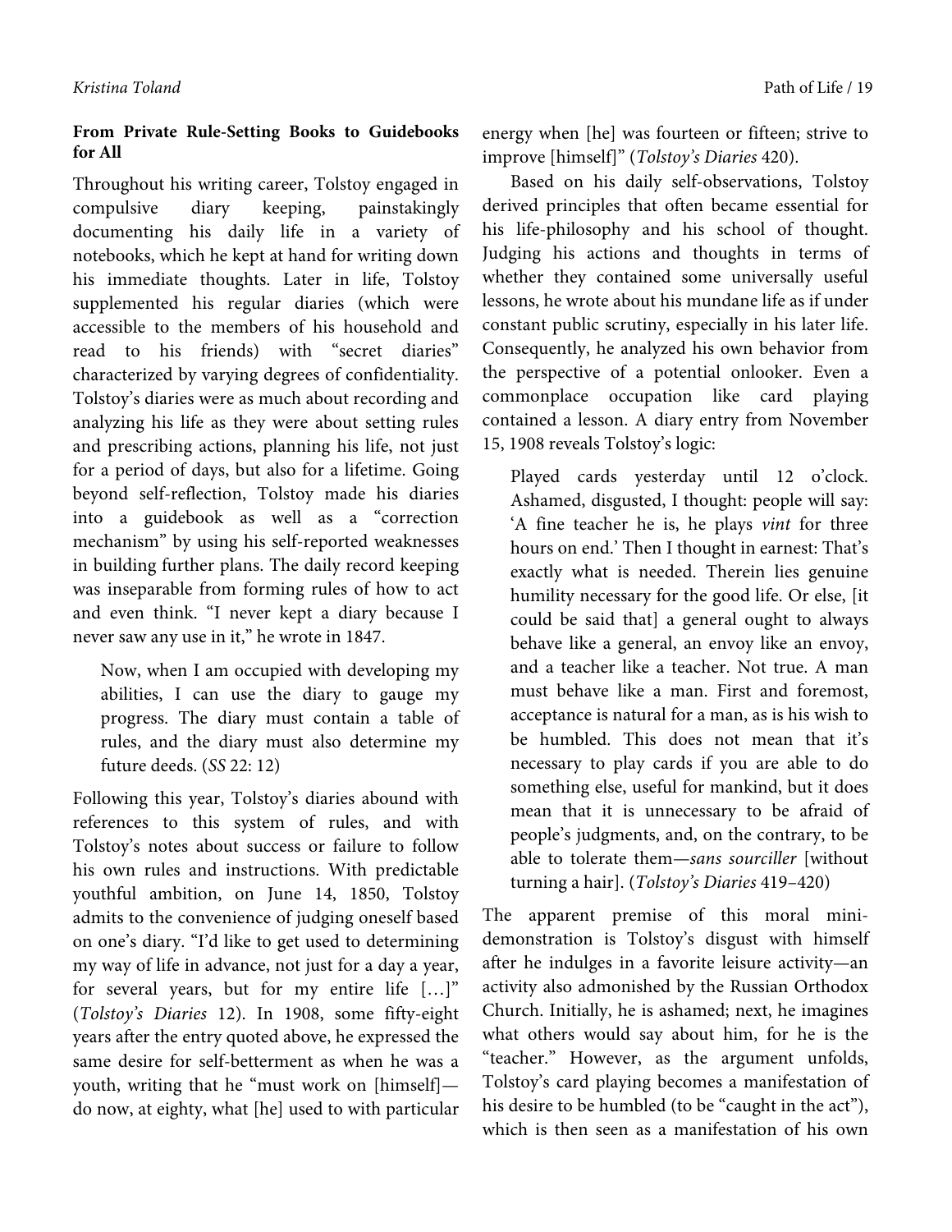### From Private Rule-Setting Books to Guidebooks for All

Throughout his writing career, Tolstoy engaged in compulsive diary keeping, painstakingly documenting his daily life in a variety of notebooks, which he kept at hand for writing down his immediate thoughts. Later in life, Tolstoy supplemented his regular diaries (which were accessible to the members of his household and read to his friends) with "secret diaries" characterized by varying degrees of confidentiality. Tolstoy's diaries were as much about recording and analyzing his life as they were about setting rules and prescribing actions, planning his life, not just for a period of days, but also for a lifetime. Going beyond self-reflection, Tolstoy made his diaries into a guidebook as well as a "correction mechanism" by using his self-reported weaknesses in building further plans. The daily record keeping was inseparable from forming rules of how to act and even think. "I never kept a diary because I never saw any use in it," he wrote in 1847.

> Now, when I am occupied with developing my abilities, I can use the diary to gauge my progress. The diary must contain a table of rules, and the diary must also determine my future deeds. (*SS* 22: 12)

Following this year, Tolstoy's diaries abound with references to this system of rules, and with Tolstoy's notes about success or failure to follow his own rules and instructions. With predictable youthful ambition, on June 14, 1850, Tolstoy admits to the convenience of judging oneself based on one's diary. "I'd like to get used to determining my way of life in advance, not just for a day a year, for several years, but for my entire life […]" (*Tolstoy's Diaries* 12). In 1908, some fifty-eight years after the entry quoted above, he expressed the same desire for self-betterment as when he was a youth, writing that he "must work on [himself]—do now, at eighty, what [he] used to with particular energy when [he] was fourteen or fifteen; strive to improve [himself]" (*Tolstoy's Diaries* 420).

Based on his daily self-observations, Tolstoy derived principles that often became essential for his life-philosophy and his school of thought. Judging his actions and thoughts in terms of whether they contained some universally useful lessons, he wrote about his mundane life as if under constant public scrutiny, especially in his later life. Consequently, he analyzed his own behavior from the perspective of a potential onlooker. Even a commonplace occupation like card playing contained a lesson. A diary entry from November 15, 1908 reveals Tolstoy's logic:

> Played cards yesterday until 12 o'clock. Ashamed, disgusted, I thought: people will say: 'A fine teacher he is, he plays *vint* for three hours on end.' Then I thought in earnest: That's exactly what is needed. Therein lies genuine humility necessary for the good life. Or else, [it could be said that] a general ought to always behave like a general, an envoy like an envoy, and a teacher like a teacher. Not true. A man must behave like a man. First and foremost, acceptance is natural for a man, as is his wish to be humbled. This does not mean that it's necessary to play cards if you are able to do something else, useful for mankind, but it does mean that it is unnecessary to be afraid of people's judgments, and, on the contrary, to be able to tolerate them—*sans sourciller* [without turning a hair]. (*Tolstoy's Diaries* 419–420)

The apparent premise of this moral mini-demonstration is Tolstoy's disgust with himself after he indulges in a favorite leisure activity—an activity also admonished by the Russian Orthodox Church. Initially, he is ashamed; next, he imagines what others would say about him, for he is the "teacher." However, as the argument unfolds, Tolstoy's card playing becomes a manifestation of his desire to be humbled (to be "caught in the act"), which is then seen as a manifestation of his own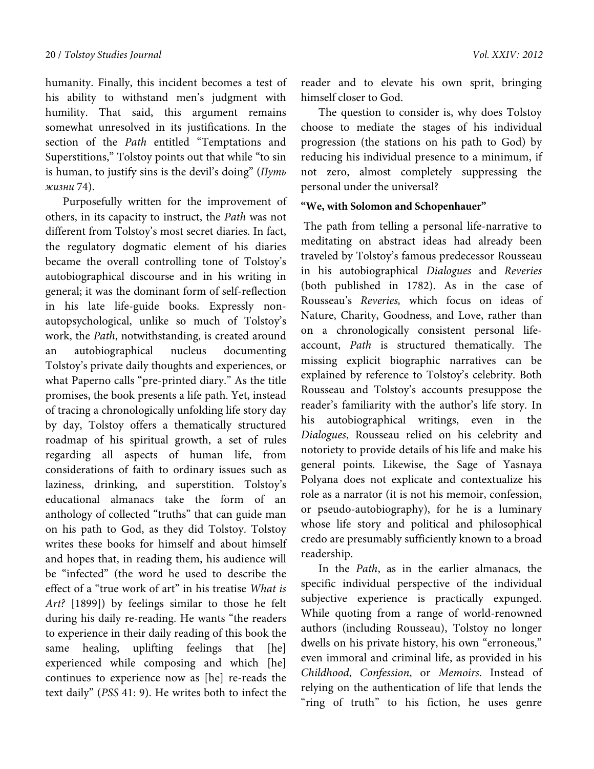humanity. Finally, this incident becomes a test of his ability to withstand men's judgment with humility. That said, this argument remains somewhat unresolved in its justifications. In the section of the *Path* entitled "Temptations and Superstitions," Tolstoy points out that while "to sin is human, to justify sins is the devil's doing" (*Путь жизни* 74).

Purposefully written for the improvement of others, in its capacity to instruct, the *Path* was not different from Tolstoy's most secret diaries. In fact, the regulatory dogmatic element of his diaries became the overall controlling tone of Tolstoy's autobiographical discourse and in his writing in general; it was the dominant form of self-reflection in his late life-guide books. Expressly non-autopsychological, unlike so much of Tolstoy's work, the *Path*, notwithstanding, is created around an autobiographical nucleus documenting Tolstoy's private daily thoughts and experiences, or what Paperno calls "pre-printed diary." As the title promises, the book presents a life path. Yet, instead of tracing a chronologically unfolding life story day by day, Tolstoy offers a thematically structured roadmap of his spiritual growth, a set of rules regarding all aspects of human life, from considerations of faith to ordinary issues such as laziness, drinking, and superstition. Tolstoy's educational almanacs take the form of an anthology of collected "truths" that can guide man on his path to God, as they did Tolstoy. Tolstoy writes these books for himself and about himself and hopes that, in reading them, his audience will be "infected" (the word he used to describe the effect of a "true work of art" in his treatise *What is Art?* [1899]) by feelings similar to those he felt during his daily re-reading. He wants "the readers to experience in their daily reading of this book the same healing, uplifting feelings that [he] experienced while composing and which [he] continues to experience now as [he] re-reads the text daily" (*PSS* 41: 9). He writes both to infect the reader and to elevate his own sprit, bringing himself closer to God.

The question to consider is, why does Tolstoy choose to mediate the stages of his individual progression (the stations on his path to God) by reducing his individual presence to a minimum, if not zero, almost completely suppressing the personal under the universal?

**"We, with Solomon and Schopenhauer"**

The path from telling a personal life-narrative to meditating on abstract ideas had already been traveled by Tolstoy's famous predecessor Rousseau in his autobiographical *Dialogues* and *Reveries* (both published in 1782). As in the case of Rousseau's *Reveries,* which focus on ideas of Nature, Charity, Goodness, and Love, rather than on a chronologically consistent personal life-account, *Path* is structured thematically. The missing explicit biographic narratives can be explained by reference to Tolstoy's celebrity. Both Rousseau and Tolstoy's accounts presuppose the reader's familiarity with the author's life story. In his autobiographical writings, even in the *Dialogues*, Rousseau relied on his celebrity and notoriety to provide details of his life and make his general points. Likewise, the Sage of Yasnaya Polyana does not explicate and contextualize his role as a narrator (it is not his memoir, confession, or pseudo-autobiography), for he is a luminary whose life story and political and philosophical credo are presumably sufficiently known to a broad readership.

In the *Path*, as in the earlier almanacs, the specific individual perspective of the individual subjective experience is practically expunged. While quoting from a range of world-renowned authors (including Rousseau), Tolstoy no longer dwells on his private history, his own "erroneous," even immoral and criminal life, as provided in his *Childhood*, *Confession*, or *Memoirs*. Instead of relying on the authentication of life that lends the "ring of truth" to his fiction, he uses genre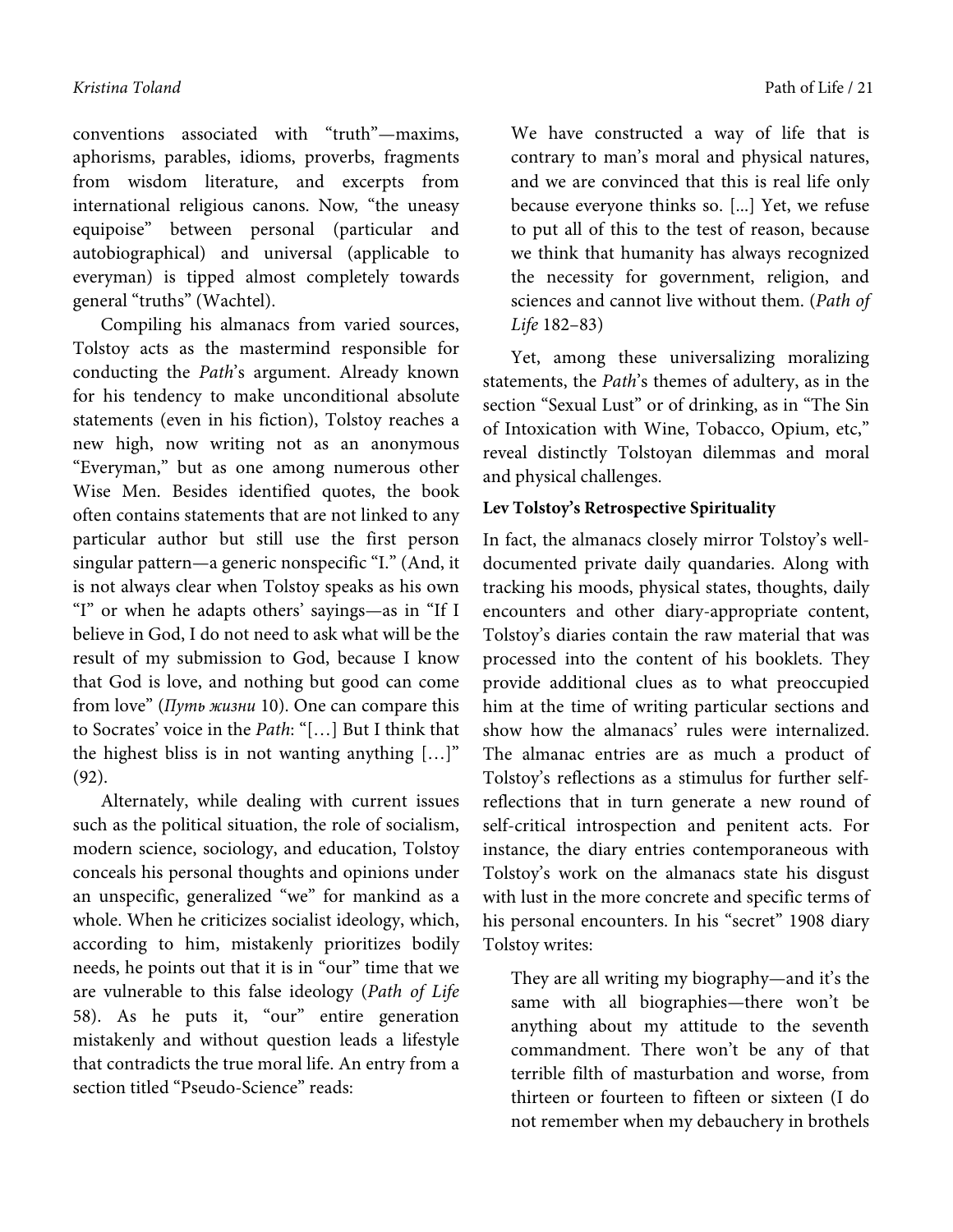conventions associated with "truth"—maxims, aphorisms, parables, idioms, proverbs, fragments from wisdom literature, and excerpts from international religious canons. Now, "the uneasy equipoise" between personal (particular and autobiographical) and universal (applicable to everyman) is tipped almost completely towards general "truths" (Wachtel).

Compiling his almanacs from varied sources, Tolstoy acts as the mastermind responsible for conducting the *Path*'s argument. Already known for his tendency to make unconditional absolute statements (even in his fiction), Tolstoy reaches a new high, now writing not as an anonymous "Everyman," but as one among numerous other Wise Men. Besides identified quotes, the book often contains statements that are not linked to any particular author but still use the first person singular pattern—a generic nonspecific "I." (And, it is not always clear when Tolstoy speaks as his own "I" or when he adapts others' sayings—as in "If I believe in God, I do not need to ask what will be the result of my submission to God, because I know that God is love, and nothing but good can come from love" (*Путь жизни* 10). One can compare this to Socrates' voice in the *Path*: "[…] But I think that the highest bliss is in not wanting anything […]" (92).

Alternately, while dealing with current issues such as the political situation, the role of socialism, modern science, sociology, and education, Tolstoy conceals his personal thoughts and opinions under an unspecific, generalized "we" for mankind as a whole. When he criticizes socialist ideology, which, according to him, mistakenly prioritizes bodily needs, he points out that it is in "our" time that we are vulnerable to this false ideology (*Path of Life* 58). As he puts it, "our" entire generation mistakenly and without question leads a lifestyle that contradicts the true moral life. An entry from a section titled "Pseudo-Science" reads:

> We have constructed a way of life that is contrary to man's moral and physical natures, and we are convinced that this is real life only because everyone thinks so. [...] Yet, we refuse to put all of this to the test of reason, because we think that humanity has always recognized the necessity for government, religion, and sciences and cannot live without them. (*Path of Life* 182–83)

Yet, among these universalizing moralizing statements, the *Path*'s themes of adultery, as in the section "Sexual Lust" or of drinking, as in "The Sin of Intoxication with Wine, Tobacco, Opium, etc," reveal distinctly Tolstoyan dilemmas and moral and physical challenges.

**Lev Tolstoy's Retrospective Spirituality**

In fact, the almanacs closely mirror Tolstoy's well-documented private daily quandaries. Along with tracking his moods, physical states, thoughts, daily encounters and other diary-appropriate content, Tolstoy's diaries contain the raw material that was processed into the content of his booklets. They provide additional clues as to what preoccupied him at the time of writing particular sections and show how the almanacs' rules were internalized. The almanac entries are as much a product of Tolstoy's reflections as a stimulus for further self-reflections that in turn generate a new round of self-critical introspection and penitent acts. For instance, the diary entries contemporaneous with Tolstoy's work on the almanacs state his disgust with lust in the more concrete and specific terms of his personal encounters. In his "secret" 1908 diary Tolstoy writes:

> They are all writing my biography—and it's the same with all biographies—there won't be anything about my attitude to the seventh commandment. There won't be any of that terrible filth of masturbation and worse, from thirteen or fourteen to fifteen or sixteen (I do not remember when my debauchery in brothels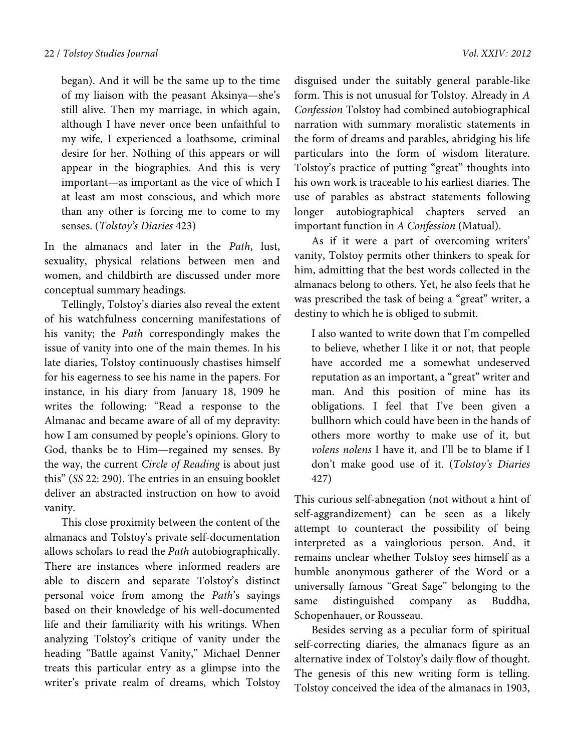began). And it will be the same up to the time of my liaison with the peasant Aksinya—she's still alive. Then my marriage, in which again, although I have never once been unfaithful to my wife, I experienced a loathsome, criminal desire for her. Nothing of this appears or will appear in the biographies. And this is very important—as important as the vice of which I at least am most conscious, and which more than any other is forcing me to come to my senses. (*Tolstoy's Diaries* 423)

In the almanacs and later in the *Path*, lust, sexuality, physical relations between men and women, and childbirth are discussed under more conceptual summary headings.

Tellingly, Tolstoy's diaries also reveal the extent of his watchfulness concerning manifestations of his vanity; the *Path* correspondingly makes the issue of vanity into one of the main themes. In his late diaries, Tolstoy continuously chastises himself for his eagerness to see his name in the papers. For instance, in his diary from January 18, 1909 he writes the following: "Read a response to the Almanac and became aware of all of my depravity: how I am consumed by people's opinions. Glory to God, thanks be to Him—regained my senses. By the way, the current *Circle of Reading* is about just this" (*SS* 22: 290). The entries in an ensuing booklet deliver an abstracted instruction on how to avoid vanity.

This close proximity between the content of the almanacs and Tolstoy's private self-documentation allows scholars to read the *Path* autobiographically. There are instances where informed readers are able to discern and separate Tolstoy's distinct personal voice from among the *Path*'s sayings based on their knowledge of his well-documented life and their familiarity with his writings. When analyzing Tolstoy's critique of vanity under the heading "Battle against Vanity," Michael Denner treats this particular entry as a glimpse into the writer's private realm of dreams, which Tolstoy disguised under the suitably general parable-like form. This is not unusual for Tolstoy. Already in *A Confession* Tolstoy had combined autobiographical narration with summary moralistic statements in the form of dreams and parables, abridging his life particulars into the form of wisdom literature. Tolstoy's practice of putting "great" thoughts into his own work is traceable to his earliest diaries. The use of parables as abstract statements following longer autobiographical chapters served an important function in *A Confession* (Matual).

As if it were a part of overcoming writers' vanity, Tolstoy permits other thinkers to speak for him, admitting that the best words collected in the almanacs belong to others. Yet, he also feels that he was prescribed the task of being a "great" writer, a destiny to which he is obliged to submit.

> I also wanted to write down that I'm compelled to believe, whether I like it or not, that people have accorded me a somewhat undeserved reputation as an important, a "great" writer and man. And this position of mine has its obligations. I feel that I've been given a bullhorn which could have been in the hands of others more worthy to make use of it, but *volens nolens* I have it, and I'll be to blame if I don't make good use of it. (*Tolstoy's Diaries* 427)

This curious self-abnegation (not without a hint of self-aggrandizement) can be seen as a likely attempt to counteract the possibility of being interpreted as a vainglorious person. And, it remains unclear whether Tolstoy sees himself as a humble anonymous gatherer of the Word or a universally famous "Great Sage" belonging to the same distinguished company as Buddha, Schopenhauer, or Rousseau.

Besides serving as a peculiar form of spiritual self-correcting diaries, the almanacs figure as an alternative index of Tolstoy's daily flow of thought. The genesis of this new writing form is telling. Tolstoy conceived the idea of the almanacs in 1903,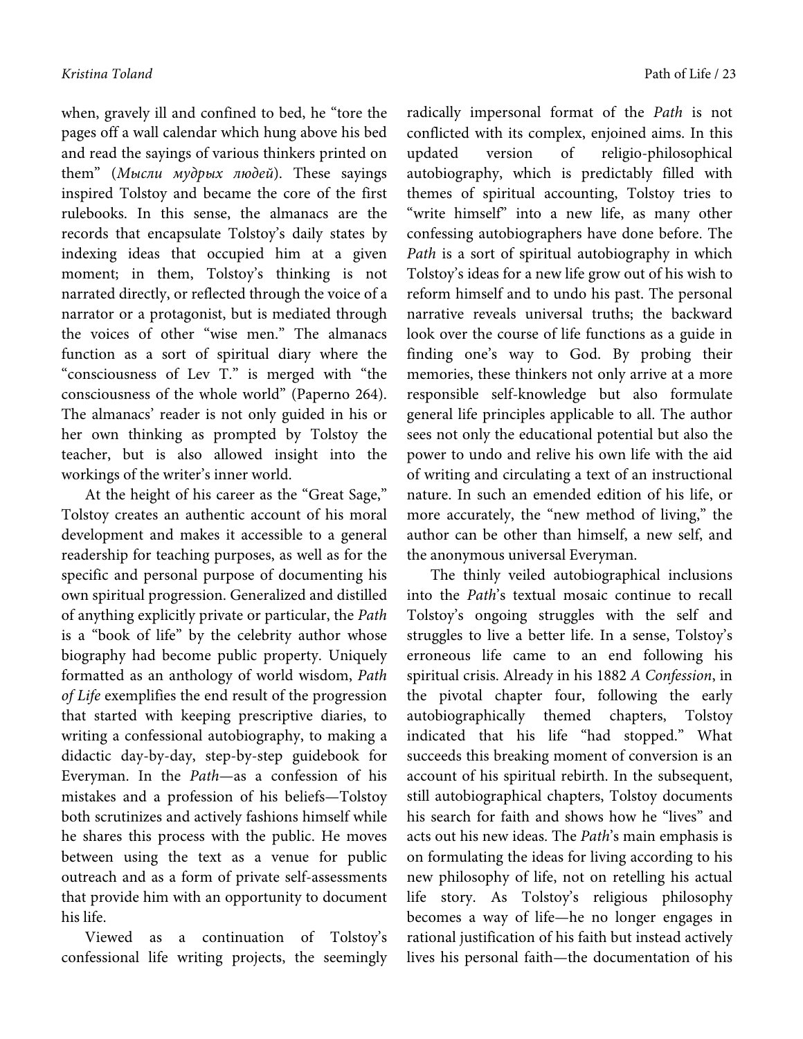when, gravely ill and confined to bed, he "tore the pages off a wall calendar which hung above his bed and read the sayings of various thinkers printed on them" (*Мысли мудрых людей*). These sayings inspired Tolstoy and became the core of the first rulebooks. In this sense, the almanacs are the records that encapsulate Tolstoy's daily states by indexing ideas that occupied him at a given moment; in them, Tolstoy's thinking is not narrated directly, or reflected through the voice of a narrator or a protagonist, but is mediated through the voices of other "wise men." The almanacs function as a sort of spiritual diary where the "consciousness of Lev T." is merged with "the consciousness of the whole world" (Paperno 264). The almanacs' reader is not only guided in his or her own thinking as prompted by Tolstoy the teacher, but is also allowed insight into the workings of the writer's inner world.

At the height of his career as the "Great Sage," Tolstoy creates an authentic account of his moral development and makes it accessible to a general readership for teaching purposes, as well as for the specific and personal purpose of documenting his own spiritual progression. Generalized and distilled of anything explicitly private or particular, the *Path* is a "book of life" by the celebrity author whose biography had become public property. Uniquely formatted as an anthology of world wisdom, *Path of Life* exemplifies the end result of the progression that started with keeping prescriptive diaries, to writing a confessional autobiography, to making a didactic day-by-day, step-by-step guidebook for Everyman. In the *Path*—as a confession of his mistakes and a profession of his beliefs—Tolstoy both scrutinizes and actively fashions himself while he shares this process with the public. He moves between using the text as a venue for public outreach and as a form of private self-assessments that provide him with an opportunity to document his life.

Viewed as a continuation of Tolstoy's confessional life writing projects, the seemingly radically impersonal format of the *Path* is not conflicted with its complex, enjoined aims. In this updated version of religio-philosophical autobiography, which is predictably filled with themes of spiritual accounting, Tolstoy tries to "write himself" into a new life, as many other confessing autobiographers have done before. The *Path* is a sort of spiritual autobiography in which Tolstoy's ideas for a new life grow out of his wish to reform himself and to undo his past. The personal narrative reveals universal truths; the backward look over the course of life functions as a guide in finding one's way to God. By probing their memories, these thinkers not only arrive at a more responsible self-knowledge but also formulate general life principles applicable to all. The author sees not only the educational potential but also the power to undo and relive his own life with the aid of writing and circulating a text of an instructional nature. In such an emended edition of his life, or more accurately, the "new method of living," the author can be other than himself, a new self, and the anonymous universal Everyman.

The thinly veiled autobiographical inclusions into the *Path*'s textual mosaic continue to recall Tolstoy's ongoing struggles with the self and struggles to live a better life. In a sense, Tolstoy's erroneous life came to an end following his spiritual crisis. Already in his 1882 *A Confession*, in the pivotal chapter four, following the early autobiographically themed chapters, Tolstoy indicated that his life "had stopped." What succeeds this breaking moment of conversion is an account of his spiritual rebirth. In the subsequent, still autobiographical chapters, Tolstoy documents his search for faith and shows how he "lives" and acts out his new ideas. The *Path*'s main emphasis is on formulating the ideas for living according to his new philosophy of life, not on retelling his actual life story. As Tolstoy's religious philosophy becomes a way of life—he no longer engages in rational justification of his faith but instead actively lives his personal faith—the documentation of his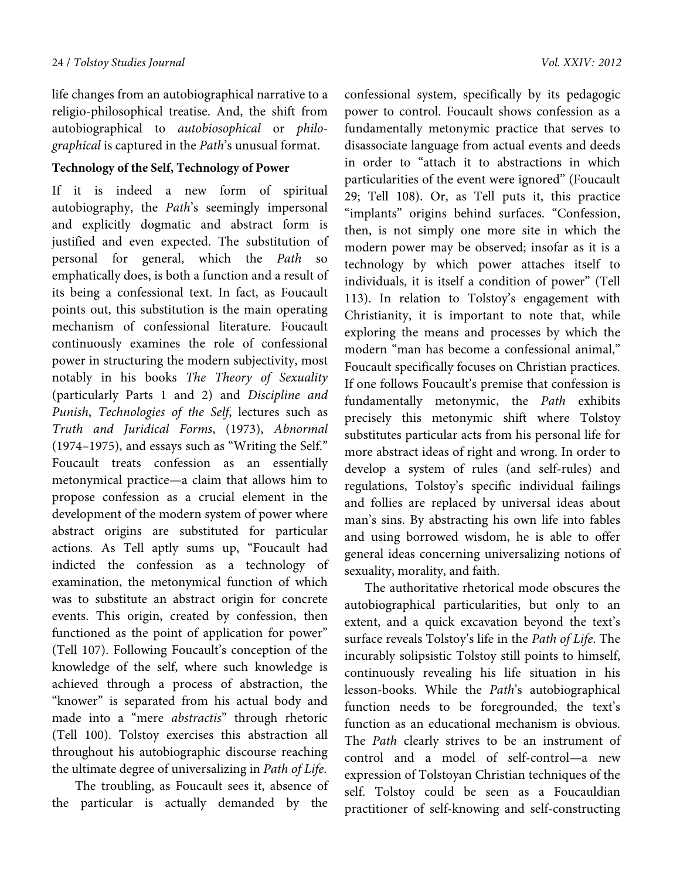life changes from an autobiographical narrative to a religio-philosophical treatise. And, the shift from autobiographical to *autobiosophical* or *philographical* is captured in the *Path*'s unusual format.

**Technology of the Self, Technology of Power**

If it is indeed a new form of spiritual autobiography, the *Path*'s seemingly impersonal and explicitly dogmatic and abstract form is justified and even expected. The substitution of personal for general, which the *Path* so emphatically does, is both a function and a result of its being a confessional text. In fact, as Foucault points out, this substitution is the main operating mechanism of confessional literature. Foucault continuously examines the role of confessional power in structuring the modern subjectivity, most notably in his books *The Theory of Sexuality* (particularly Parts 1 and 2) and *Discipline and Punish*, *Technologies of the Self*, lectures such as *Truth and Juridical Forms*, (1973), *Abnormal* (1974–1975), and essays such as "Writing the Self." Foucault treats confession as an essentially metonymical practice—a claim that allows him to propose confession as a crucial element in the development of the modern system of power where abstract origins are substituted for particular actions. As Tell aptly sums up, "Foucault had indicted the confession as a technology of examination, the metonymical function of which was to substitute an abstract origin for concrete events. This origin, created by confession, then functioned as the point of application for power" (Tell 107). Following Foucault's conception of the knowledge of the self, where such knowledge is achieved through a process of abstraction, the "knower" is separated from his actual body and made into a "mere *abstractis*" through rhetoric (Tell 100). Tolstoy exercises this abstraction all throughout his autobiographic discourse reaching the ultimate degree of universalizing in *Path of Life*.

The troubling, as Foucault sees it, absence of the particular is actually demanded by the confessional system, specifically by its pedagogic power to control. Foucault shows confession as a fundamentally metonymic practice that serves to disassociate language from actual events and deeds in order to "attach it to abstractions in which particularities of the event were ignored" (Foucault 29; Tell 108). Or, as Tell puts it, this practice "implants" origins behind surfaces. "Confession, then, is not simply one more site in which the modern power may be observed; insofar as it is a technology by which power attaches itself to individuals, it is itself a condition of power" (Tell 113). In relation to Tolstoy's engagement with Christianity, it is important to note that, while exploring the means and processes by which the modern "man has become a confessional animal," Foucault specifically focuses on Christian practices. If one follows Foucault's premise that confession is fundamentally metonymic, the *Path* exhibits precisely this metonymic shift where Tolstoy substitutes particular acts from his personal life for more abstract ideas of right and wrong. In order to develop a system of rules (and self-rules) and regulations, Tolstoy's specific individual failings and follies are replaced by universal ideas about man's sins. By abstracting his own life into fables and using borrowed wisdom, he is able to offer general ideas concerning universalizing notions of sexuality, morality, and faith.

The authoritative rhetorical mode obscures the autobiographical particularities, but only to an extent, and a quick excavation beyond the text's surface reveals Tolstoy's life in the *Path of Life*. The incurably solipsistic Tolstoy still points to himself, continuously revealing his life situation in his lesson-books. While the *Path*'s autobiographical function needs to be foregrounded, the text's function as an educational mechanism is obvious. The *Path* clearly strives to be an instrument of control and a model of self-control—a new expression of Tolstoyan Christian techniques of the self. Tolstoy could be seen as a Foucauldian practitioner of self-knowing and self-constructing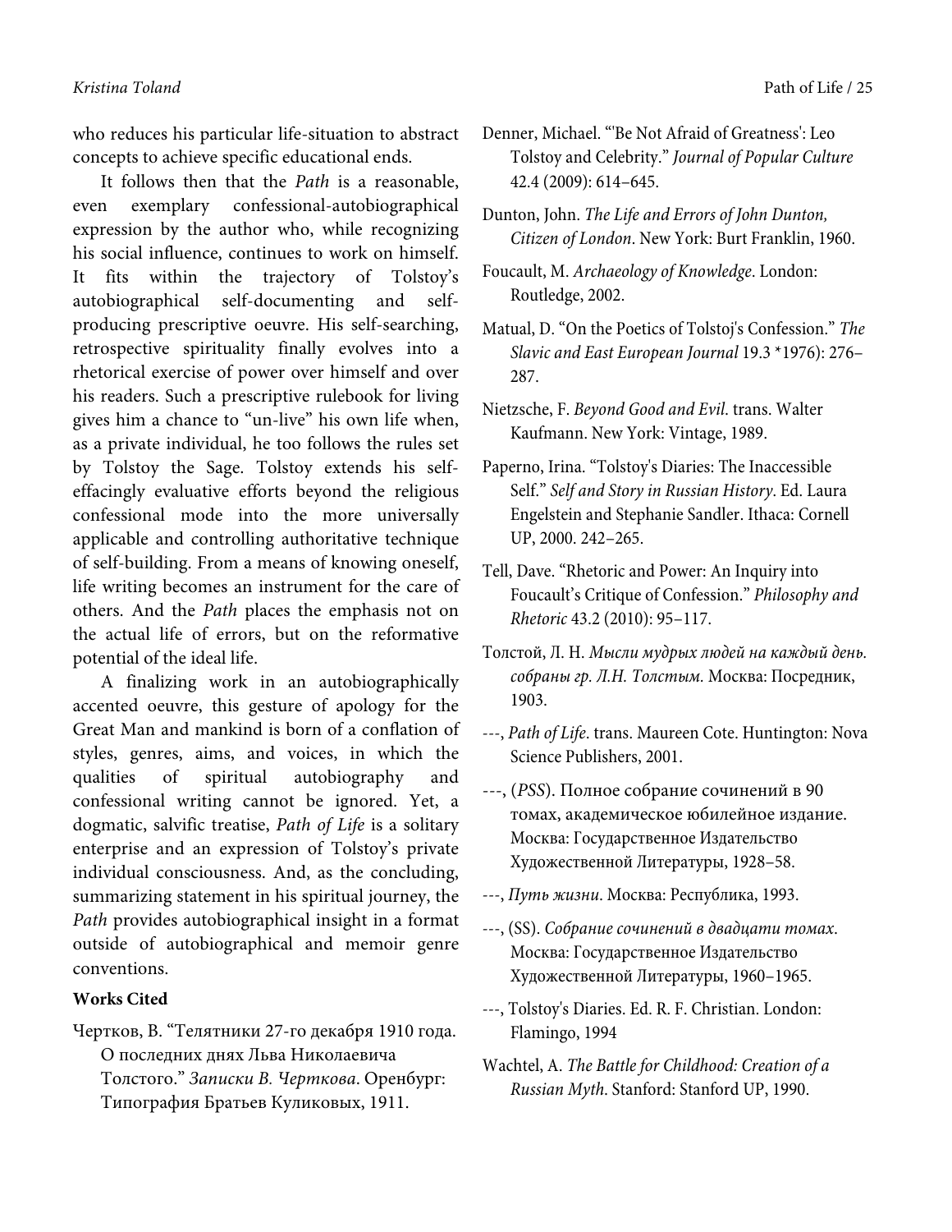who reduces his particular life-situation to abstract concepts to achieve specific educational ends.

It follows then that the *Path* is a reasonable, even exemplary confessional-autobiographical expression by the author who, while recognizing his social influence, continues to work on himself. It fits within the trajectory of Tolstoy's autobiographical self-documenting and self-producing prescriptive oeuvre. His self-searching, retrospective spirituality finally evolves into a rhetorical exercise of power over himself and over his readers. Such a prescriptive rulebook for living gives him a chance to "un-live" his own life when, as a private individual, he too follows the rules set by Tolstoy the Sage. Tolstoy extends his self-effacingly evaluative efforts beyond the religious confessional mode into the more universally applicable and controlling authoritative technique of self-building. From a means of knowing oneself, life writing becomes an instrument for the care of others. And the *Path* places the emphasis not on the actual life of errors, but on the reformative potential of the ideal life.

A finalizing work in an autobiographically accented oeuvre, this gesture of apology for the Great Man and mankind is born of a conflation of styles, genres, aims, and voices, in which the qualities of spiritual autobiography and confessional writing cannot be ignored. Yet, a dogmatic, salvific treatise, *Path of Life* is a solitary enterprise and an expression of Tolstoy's private individual consciousness. And, as the concluding, summarizing statement in his spiritual journey, the *Path* provides autobiographical insight in a format outside of autobiographical and memoir genre conventions.

**Works Cited**

Чертков, В. "Телятники 27-го декабря 1910 года. О последних днях Льва Николаевича Толстого." *Записки В. Черткова*. Оренбург: Типография Братьев Куликовых, 1911.

Denner, Michael. "'Be Not Afraid of Greatness': Leo Tolstoy and Celebrity." *Journal of Popular Culture* 42.4 (2009): 614–645.

Dunton, John. *The Life and Errors of John Dunton, Citizen of London*. New York: Burt Franklin, 1960.

Foucault, M. *Archaeology of Knowledge*. London: Routledge, 2002.

Matual, D. "On the Poetics of Tolstoj's Confession." *The Slavic and East European Journal* 19.3 *1976): 276–287.

Nietzsche, F. *Beyond Good and Evil*. trans. Walter Kaufmann. New York: Vintage, 1989.

Paperno, Irina. "Tolstoy's Diaries: The Inaccessible Self." *Self and Story in Russian History*. Ed. Laura Engelstein and Stephanie Sandler. Ithaca: Cornell UP, 2000. 242–265.

Tell, Dave. "Rhetoric and Power: An Inquiry into Foucault's Critique of Confession." *Philosophy and Rhetoric* 43.2 (2010): 95–117.

Толстой, Л. Н. *Мысли мудрых людей на каждый день. собраны гр. Л.Н. Толстым*. Москва: Посредник, 1903.

---, *Path of Life*. trans. Maureen Cote. Huntington: Nova Science Publishers, 2001.

---, (*PSS*). Полное собрание сочинений в 90 томах, академическое юбилейное издание. Москва: Государственное Издательство Художественной Литературы, 1928–58.

---, *Путь жизни*. Москва: Республика, 1993.

---, (SS). *Собрание сочинений в двадцати томах*. Москва: Государственное Издательство Художественной Литературы, 1960–1965.

---, Tolstoy's Diaries. Ed. R. F. Christian. London: Flamingo, 1994

Wachtel, A. *The Battle for Childhood: Creation of a Russian Myth*. Stanford: Stanford UP, 1990.